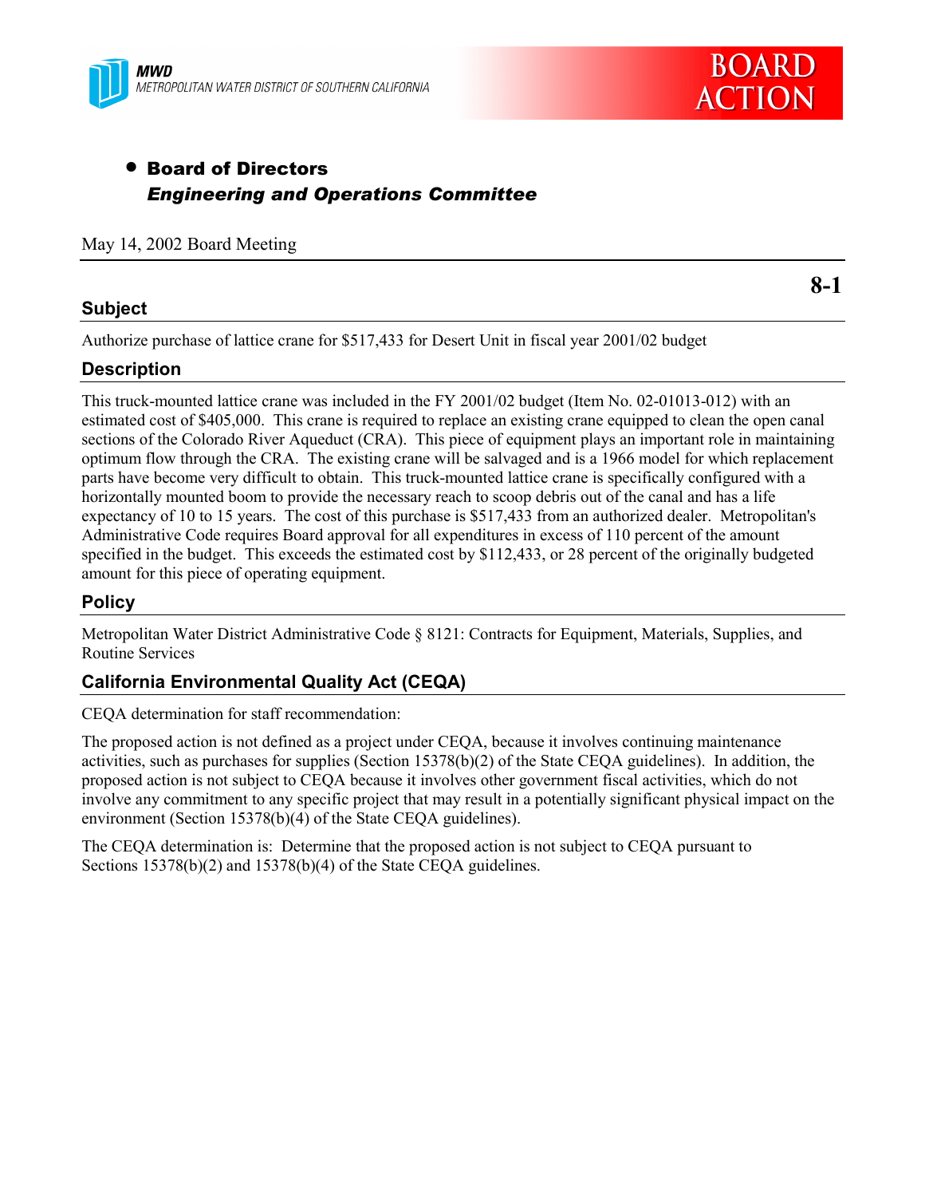MWD
METROPOLITAN WATER DISTRICT OF SOUTHERN CALIFORNIA

BOARD ACTION

- **Board of Directors**
  ***Engineering and Operations Committee***

May 14, 2002 Board Meeting

**8-1**

## Subject

Authorize purchase of lattice crane for $517,433 for Desert Unit in fiscal year 2001/02 budget

## Description

This truck-mounted lattice crane was included in the FY 2001/02 budget (Item No. 02-01013-012) with an estimated cost of $405,000. This crane is required to replace an existing crane equipped to clean the open canal sections of the Colorado River Aqueduct (CRA). This piece of equipment plays an important role in maintaining optimum flow through the CRA. The existing crane will be salvaged and is a 1966 model for which replacement parts have become very difficult to obtain. This truck-mounted lattice crane is specifically configured with a horizontally mounted boom to provide the necessary reach to scoop debris out of the canal and has a life expectancy of 10 to 15 years. The cost of this purchase is $517,433 from an authorized dealer. Metropolitan's Administrative Code requires Board approval for all expenditures in excess of 110 percent of the amount specified in the budget. This exceeds the estimated cost by $112,433, or 28 percent of the originally budgeted amount for this piece of operating equipment.

## Policy

Metropolitan Water District Administrative Code § 8121: Contracts for Equipment, Materials, Supplies, and Routine Services

## California Environmental Quality Act (CEQA)

CEQA determination for staff recommendation:

The proposed action is not defined as a project under CEQA, because it involves continuing maintenance activities, such as purchases for supplies (Section 15378(b)(2) of the State CEQA guidelines). In addition, the proposed action is not subject to CEQA because it involves other government fiscal activities, which do not involve any commitment to any specific project that may result in a potentially significant physical impact on the environment (Section 15378(b)(4) of the State CEQA guidelines).

The CEQA determination is: Determine that the proposed action is not subject to CEQA pursuant to Sections 15378(b)(2) and 15378(b)(4) of the State CEQA guidelines.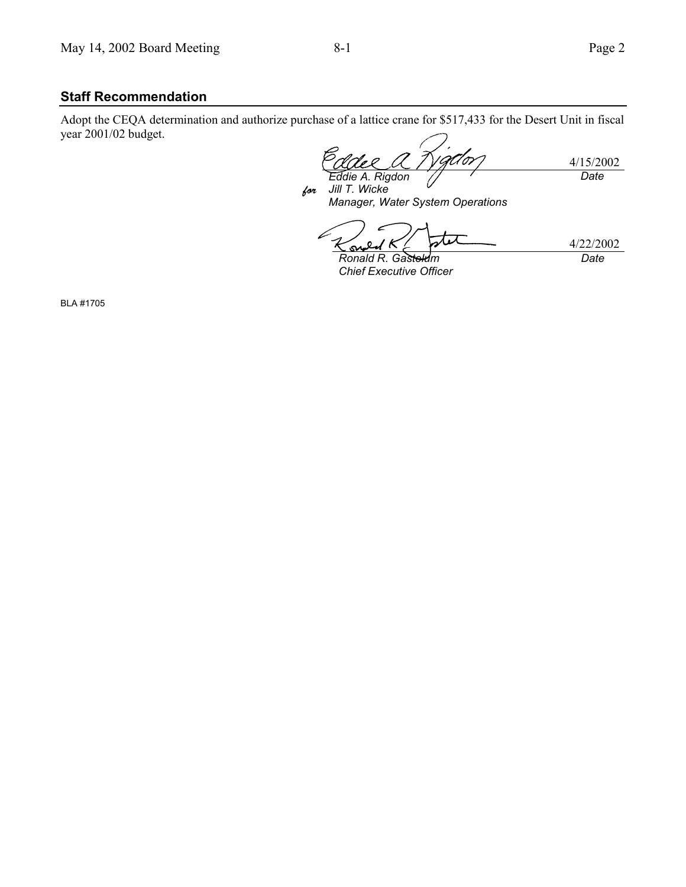## Staff Recommendation

Adopt the CEQA determination and authorize purchase of a lattice crane for $517,433 for the Desert Unit in fiscal year 2001/02 budget.

4/15/2002

*Eddie A. Rigdon* — *Date*

*for Jill T. Wicke*
*Manager, Water System Operations*

4/22/2002

*Ronald R. Gastelum* — *Date*
*Chief Executive Officer*

BLA #1705